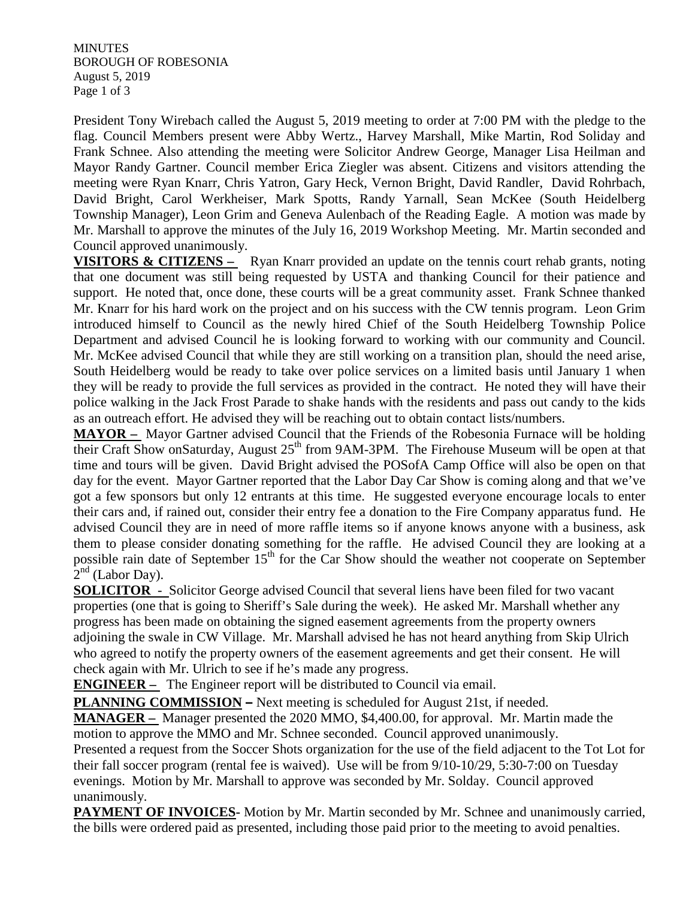MINUTES
BOROUGH OF ROBESONIA
August 5, 2019

President Tony Wirebach called the August 5, 2019 meeting to order at 7:00 PM with the pledge to the flag. Council Members present were Abby Wertz., Harvey Marshall, Mike Martin, Rod Soliday and Frank Schnee. Also attending the meeting were Solicitor Andrew George, Manager Lisa Heilman and Mayor Randy Gartner. Council member Erica Ziegler was absent. Citizens and visitors attending the meeting were Ryan Knarr, Chris Yatron, Gary Heck, Vernon Bright, David Randler, David Rohrbach, David Bright, Carol Werkheiser, Mark Spotts, Randy Yarnall, Sean McKee (South Heidelberg Township Manager), Leon Grim and Geneva Aulenbach of the Reading Eagle. A motion was made by Mr. Marshall to approve the minutes of the July 16, 2019 Workshop Meeting. Mr. Martin seconded and Council approved unanimously.

**VISITORS & CITIZENS –** Ryan Knarr provided an update on the tennis court rehab grants, noting that one document was still being requested by USTA and thanking Council for their patience and support. He noted that, once done, these courts will be a great community asset. Frank Schnee thanked Mr. Knarr for his hard work on the project and on his success with the CW tennis program. Leon Grim introduced himself to Council as the newly hired Chief of the South Heidelberg Township Police Department and advised Council he is looking forward to working with our community and Council. Mr. McKee advised Council that while they are still working on a transition plan, should the need arise, South Heidelberg would be ready to take over police services on a limited basis until January 1 when they will be ready to provide the full services as provided in the contract. He noted they will have their police walking in the Jack Frost Parade to shake hands with the residents and pass out candy to the kids as an outreach effort. He advised they will be reaching out to obtain contact lists/numbers.

**MAYOR –** Mayor Gartner advised Council that the Friends of the Robesonia Furnace will be holding their Craft Show onSaturday, August 25th from 9AM-3PM. The Firehouse Museum will be open at that time and tours will be given. David Bright advised the POSofA Camp Office will also be open on that day for the event. Mayor Gartner reported that the Labor Day Car Show is coming along and that we've got a few sponsors but only 12 entrants at this time. He suggested everyone encourage locals to enter their cars and, if rained out, consider their entry fee a donation to the Fire Company apparatus fund. He advised Council they are in need of more raffle items so if anyone knows anyone with a business, ask them to please consider donating something for the raffle. He advised Council they are looking at a possible rain date of September 15th for the Car Show should the weather not cooperate on September 2nd (Labor Day).

**SOLICITOR -** Solicitor George advised Council that several liens have been filed for two vacant properties (one that is going to Sheriff's Sale during the week). He asked Mr. Marshall whether any progress has been made on obtaining the signed easement agreements from the property owners adjoining the swale in CW Village. Mr. Marshall advised he has not heard anything from Skip Ulrich who agreed to notify the property owners of the easement agreements and get their consent. He will check again with Mr. Ulrich to see if he's made any progress.

**ENGINEER –** The Engineer report will be distributed to Council via email.

**PLANNING COMMISSION –** Next meeting is scheduled for August 21st, if needed.

**MANAGER –** Manager presented the 2020 MMO, $4,400.00, for approval. Mr. Martin made the motion to approve the MMO and Mr. Schnee seconded. Council approved unanimously.
Presented a request from the Soccer Shots organization for the use of the field adjacent to the Tot Lot for their fall soccer program (rental fee is waived). Use will be from 9/10-10/29, 5:30-7:00 on Tuesday evenings. Motion by Mr. Marshall to approve was seconded by Mr. Solday. Council approved unanimously.

**PAYMENT OF INVOICES-** Motion by Mr. Martin seconded by Mr. Schnee and unanimously carried, the bills were ordered paid as presented, including those paid prior to the meeting to avoid penalties.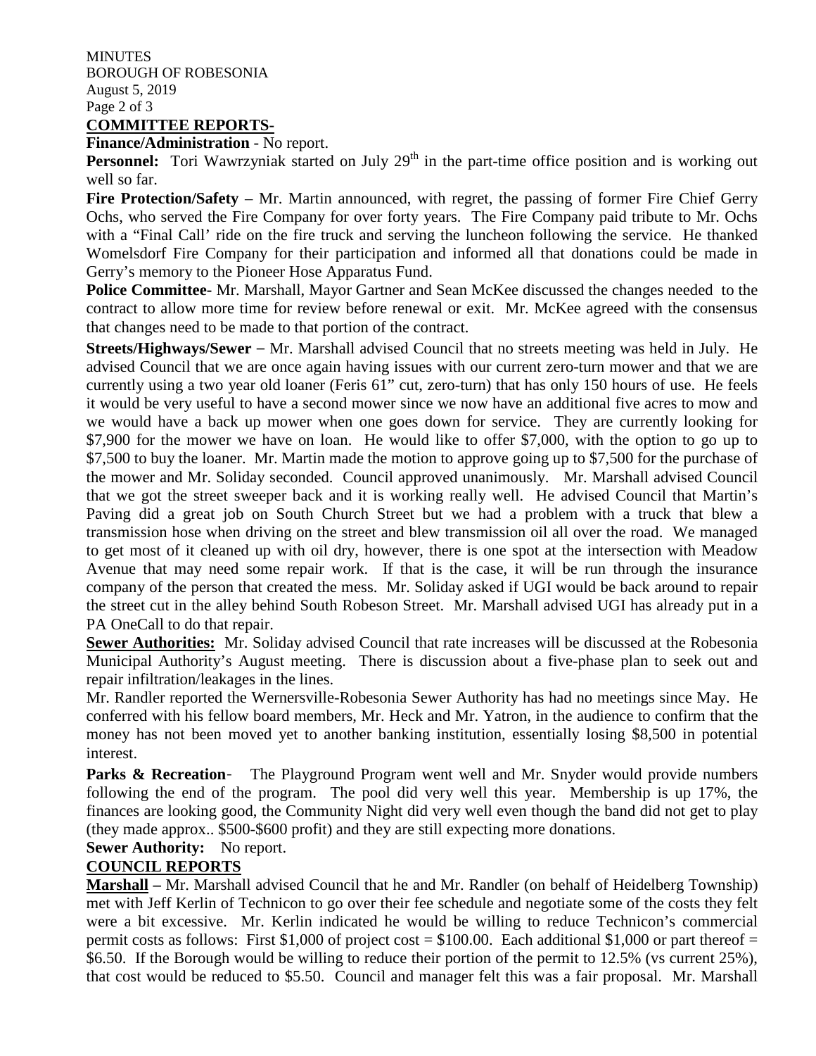**COMMITTEE REPORTS-**

**Finance/Administration** - No report.

**Personnel:** Tori Wawrzyniak started on July 29th in the part-time office position and is working out well so far.

**Fire Protection/Safety** – Mr. Martin announced, with regret, the passing of former Fire Chief Gerry Ochs, who served the Fire Company for over forty years. The Fire Company paid tribute to Mr. Ochs with a "Final Call' ride on the fire truck and serving the luncheon following the service. He thanked Womelsdorf Fire Company for their participation and informed all that donations could be made in Gerry's memory to the Pioneer Hose Apparatus Fund.

**Police Committee-** Mr. Marshall, Mayor Gartner and Sean McKee discussed the changes needed to the contract to allow more time for review before renewal or exit. Mr. McKee agreed with the consensus that changes need to be made to that portion of the contract.

**Streets/Highways/Sewer** – Mr. Marshall advised Council that no streets meeting was held in July. He advised Council that we are once again having issues with our current zero-turn mower and that we are currently using a two year old loaner (Feris 61" cut, zero-turn) that has only 150 hours of use. He feels it would be very useful to have a second mower since we now have an additional five acres to mow and we would have a back up mower when one goes down for service. They are currently looking for $7,900 for the mower we have on loan. He would like to offer $7,000, with the option to go up to $7,500 to buy the loaner. Mr. Martin made the motion to approve going up to $7,500 for the purchase of the mower and Mr. Soliday seconded. Council approved unanimously. Mr. Marshall advised Council that we got the street sweeper back and it is working really well. He advised Council that Martin's Paving did a great job on South Church Street but we had a problem with a truck that blew a transmission hose when driving on the street and blew transmission oil all over the road. We managed to get most of it cleaned up with oil dry, however, there is one spot at the intersection with Meadow Avenue that may need some repair work. If that is the case, it will be run through the insurance company of the person that created the mess. Mr. Soliday asked if UGI would be back around to repair the street cut in the alley behind South Robeson Street. Mr. Marshall advised UGI has already put in a PA OneCall to do that repair.

**Sewer Authorities:** Mr. Soliday advised Council that rate increases will be discussed at the Robesonia Municipal Authority's August meeting. There is discussion about a five-phase plan to seek out and repair infiltration/leakages in the lines.

Mr. Randler reported the Wernersville-Robesonia Sewer Authority has had no meetings since May. He conferred with his fellow board members, Mr. Heck and Mr. Yatron, in the audience to confirm that the money has not been moved yet to another banking institution, essentially losing $8,500 in potential interest.

**Parks & Recreation**- The Playground Program went well and Mr. Snyder would provide numbers following the end of the program. The pool did very well this year. Membership is up 17%, the finances are looking good, the Community Night did very well even though the band did not get to play (they made approx.. $500-$600 profit) and they are still expecting more donations.

**Sewer Authority:** No report.

**COUNCIL REPORTS**

**Marshall –** Mr. Marshall advised Council that he and Mr. Randler (on behalf of Heidelberg Township) met with Jeff Kerlin of Technicon to go over their fee schedule and negotiate some of the costs they felt were a bit excessive. Mr. Kerlin indicated he would be willing to reduce Technicon's commercial permit costs as follows: First $1,000 of project cost = $100.00. Each additional $1,000 or part thereof = $6.50. If the Borough would be willing to reduce their portion of the permit to 12.5% (vs current 25%), that cost would be reduced to $5.50. Council and manager felt this was a fair proposal. Mr. Marshall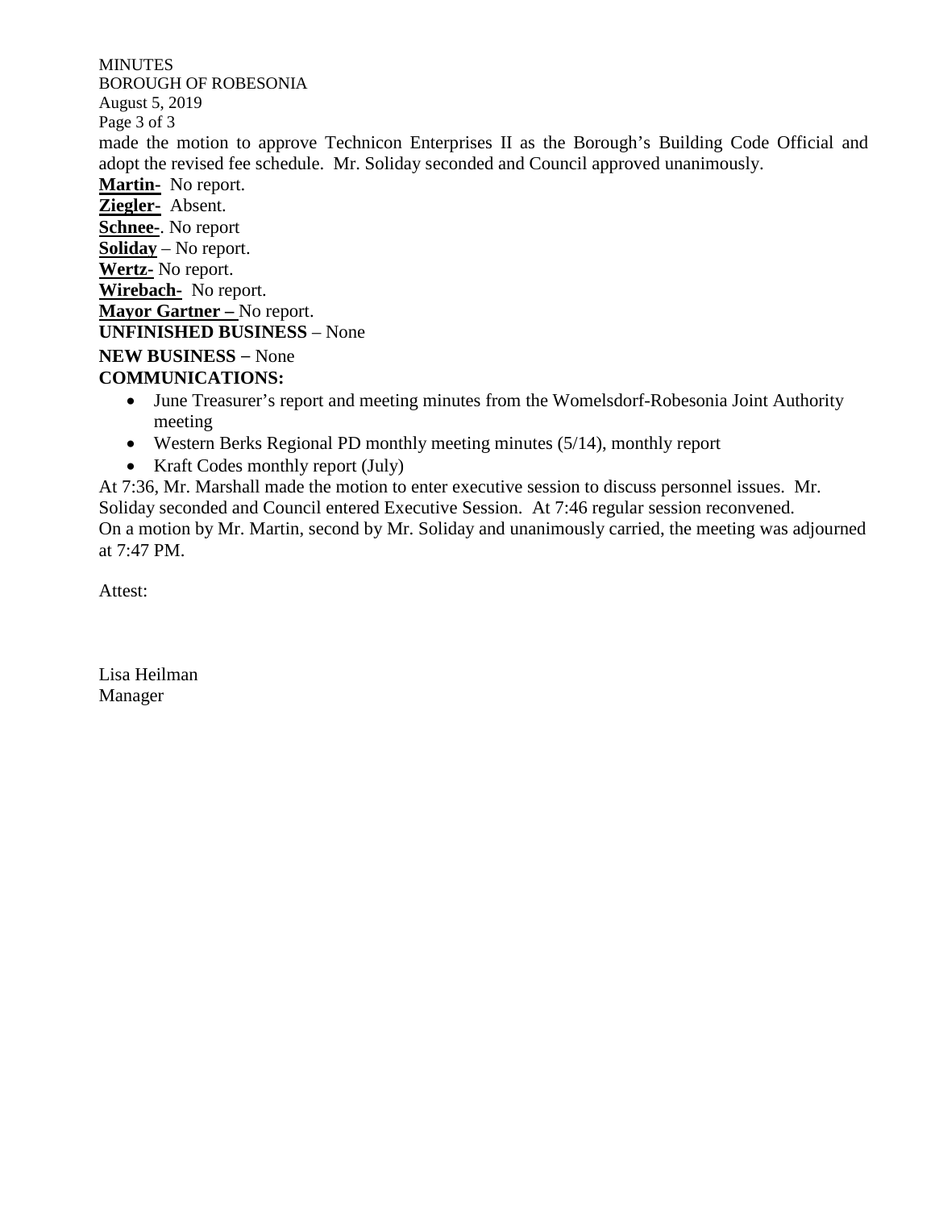made the motion to approve Technicon Enterprises II as the Borough's Building Code Official and adopt the revised fee schedule. Mr. Soliday seconded and Council approved unanimously.

**Martin-** No report.

**Ziegler-** Absent.

**Schnee-**. No report

**Soliday** – No report.

**Wertz-** No report.

**Wirebach-** No report.

**Mayor Gartner –** No report.

**UNFINISHED BUSINESS** – None

**NEW BUSINESS** – None

**COMMUNICATIONS:**

- June Treasurer's report and meeting minutes from the Womelsdorf-Robesonia Joint Authority meeting
- Western Berks Regional PD monthly meeting minutes (5/14), monthly report
- Kraft Codes monthly report (July)

At 7:36, Mr. Marshall made the motion to enter executive session to discuss personnel issues. Mr. Soliday seconded and Council entered Executive Session. At 7:46 regular session reconvened.
On a motion by Mr. Martin, second by Mr. Soliday and unanimously carried, the meeting was adjourned at 7:47 PM.

Attest:

Lisa Heilman
Manager